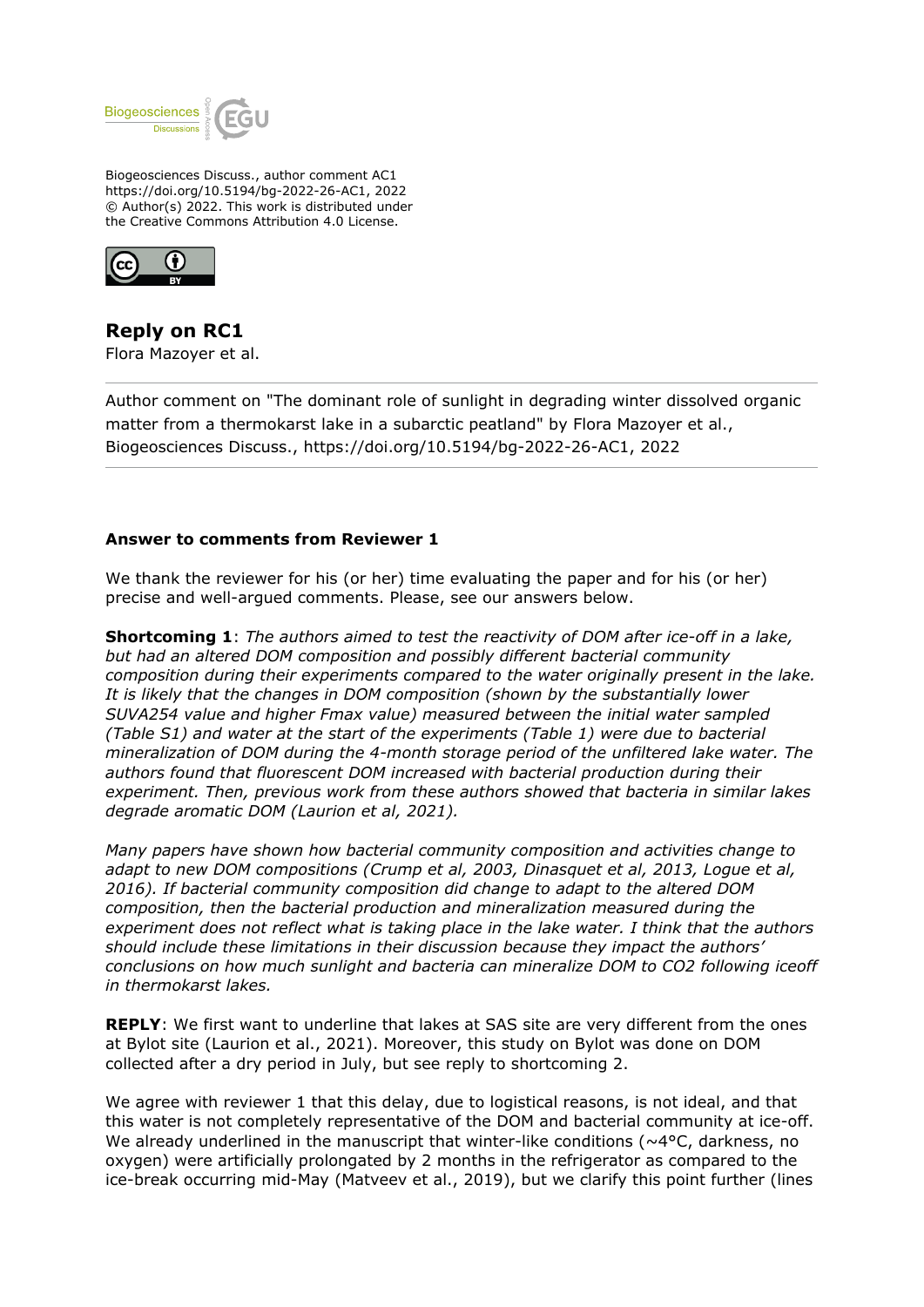Biogeosciences Discuss., author comment AC1
https://doi.org/10.5194/bg-2022-26-AC1, 2022
© Author(s) 2022. This work is distributed under
the Creative Commons Attribution 4.0 License.

## Reply on RC1

Flora Mazoyer et al.

---

Author comment on "The dominant role of sunlight in degrading winter dissolved organic matter from a thermokarst lake in a subarctic peatland" by Flora Mazoyer et al., Biogeosciences Discuss., https://doi.org/10.5194/bg-2022-26-AC1, 2022

---

**Answer to comments from Reviewer 1**

We thank the reviewer for his (or her) time evaluating the paper and for his (or her) precise and well-argued comments. Please, see our answers below.

**Shortcoming 1**: *The authors aimed to test the reactivity of DOM after ice-off in a lake, but had an altered DOM composition and possibly different bacterial community composition during their experiments compared to the water originally present in the lake. It is likely that the changes in DOM composition (shown by the substantially lower SUVA254 value and higher Fmax value) measured between the initial water sampled (Table S1) and water at the start of the experiments (Table 1) were due to bacterial mineralization of DOM during the 4-month storage period of the unfiltered lake water. The authors found that fluorescent DOM increased with bacterial production during their experiment. Then, previous work from these authors showed that bacteria in similar lakes degrade aromatic DOM (Laurion et al, 2021).*

*Many papers have shown how bacterial community composition and activities change to adapt to new DOM compositions (Crump et al, 2003, Dinasquet et al, 2013, Logue et al, 2016). If bacterial community composition did change to adapt to the altered DOM composition, then the bacterial production and mineralization measured during the experiment does not reflect what is taking place in the lake water. I think that the authors should include these limitations in their discussion because they impact the authors' conclusions on how much sunlight and bacteria can mineralize DOM to CO2 following iceoff in thermokarst lakes.*

**REPLY**: We first want to underline that lakes at SAS site are very different from the ones at Bylot site (Laurion et al., 2021). Moreover, this study on Bylot was done on DOM collected after a dry period in July, but see reply to shortcoming 2.

We agree with reviewer 1 that this delay, due to logistical reasons, is not ideal, and that this water is not completely representative of the DOM and bacterial community at ice-off. We already underlined in the manuscript that winter-like conditions (~4°C, darkness, no oxygen) were artificially prolonged by 2 months in the refrigerator as compared to the ice-break occurring mid-May (Matveev et al., 2019), but we clarify this point further (lines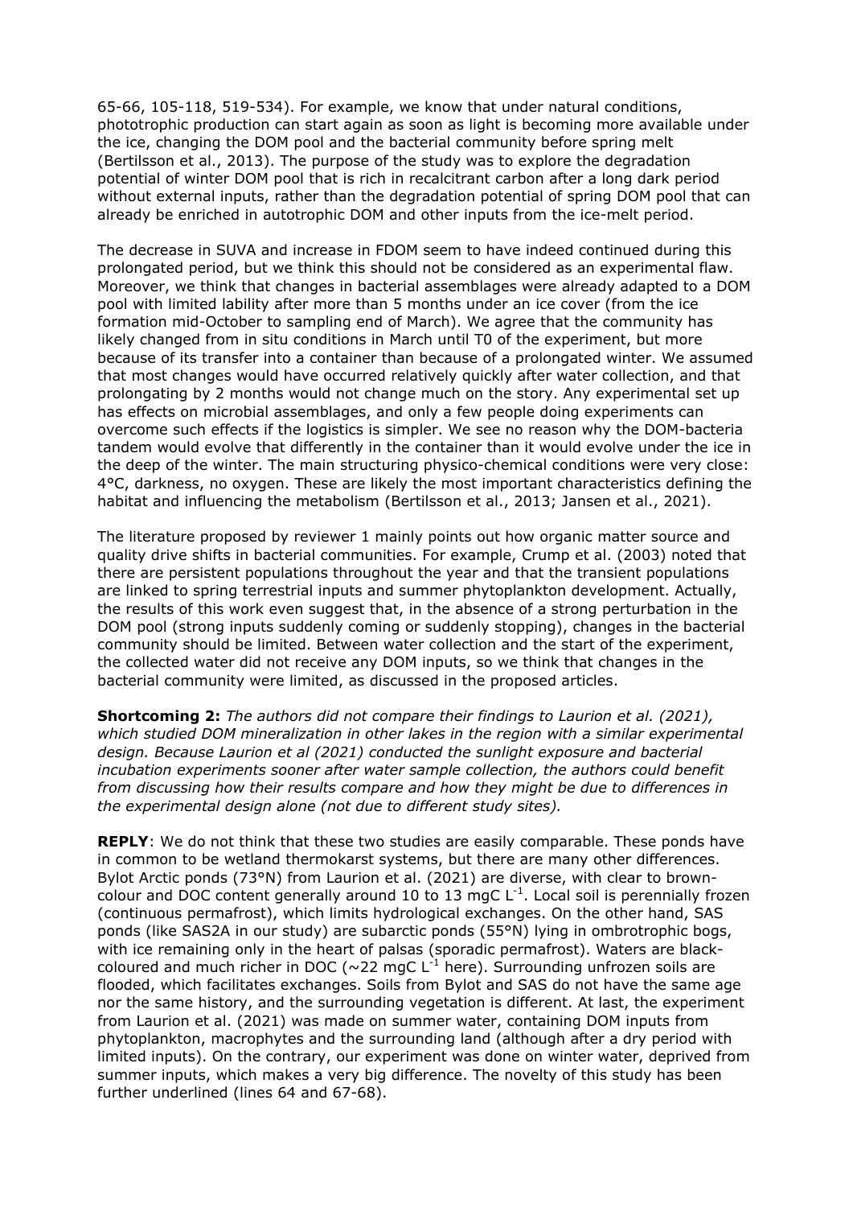65-66, 105-118, 519-534). For example, we know that under natural conditions, phototrophic production can start again as soon as light is becoming more available under the ice, changing the DOM pool and the bacterial community before spring melt (Bertilsson et al., 2013). The purpose of the study was to explore the degradation potential of winter DOM pool that is rich in recalcitrant carbon after a long dark period without external inputs, rather than the degradation potential of spring DOM pool that can already be enriched in autotrophic DOM and other inputs from the ice-melt period.

The decrease in SUVA and increase in FDOM seem to have indeed continued during this prolongated period, but we think this should not be considered as an experimental flaw. Moreover, we think that changes in bacterial assemblages were already adapted to a DOM pool with limited lability after more than 5 months under an ice cover (from the ice formation mid-October to sampling end of March). We agree that the community has likely changed from in situ conditions in March until T0 of the experiment, but more because of its transfer into a container than because of a prolongated winter. We assumed that most changes would have occurred relatively quickly after water collection, and that prolongating by 2 months would not change much on the story. Any experimental set up has effects on microbial assemblages, and only a few people doing experiments can overcome such effects if the logistics is simpler. We see no reason why the DOM-bacteria tandem would evolve that differently in the container than it would evolve under the ice in the deep of the winter. The main structuring physico-chemical conditions were very close: 4°C, darkness, no oxygen. These are likely the most important characteristics defining the habitat and influencing the metabolism (Bertilsson et al., 2013; Jansen et al., 2021).

The literature proposed by reviewer 1 mainly points out how organic matter source and quality drive shifts in bacterial communities. For example, Crump et al. (2003) noted that there are persistent populations throughout the year and that the transient populations are linked to spring terrestrial inputs and summer phytoplankton development. Actually, the results of this work even suggest that, in the absence of a strong perturbation in the DOM pool (strong inputs suddenly coming or suddenly stopping), changes in the bacterial community should be limited. Between water collection and the start of the experiment, the collected water did not receive any DOM inputs, so we think that changes in the bacterial community were limited, as discussed in the proposed articles.

**Shortcoming 2:** *The authors did not compare their findings to Laurion et al. (2021), which studied DOM mineralization in other lakes in the region with a similar experimental design. Because Laurion et al (2021) conducted the sunlight exposure and bacterial incubation experiments sooner after water sample collection, the authors could benefit from discussing how their results compare and how they might be due to differences in the experimental design alone (not due to different study sites).*

**REPLY**: We do not think that these two studies are easily comparable. These ponds have in common to be wetland thermokarst systems, but there are many other differences. Bylot Arctic ponds (73°N) from Laurion et al. (2021) are diverse, with clear to brown-colour and DOC content generally around 10 to 13 mgC $L^{-1}$. Local soil is perennially frozen (continuous permafrost), which limits hydrological exchanges. On the other hand, SAS ponds (like SAS2A in our study) are subarctic ponds (55°N) lying in ombrotrophic bogs, with ice remaining only in the heart of palsas (sporadic permafrost). Waters are black-coloured and much richer in DOC (~22 mgC $L^{-1}$ here). Surrounding unfrozen soils are flooded, which facilitates exchanges. Soils from Bylot and SAS do not have the same age nor the same history, and the surrounding vegetation is different. At last, the experiment from Laurion et al. (2021) was made on summer water, containing DOM inputs from phytoplankton, macrophytes and the surrounding land (although after a dry period with limited inputs). On the contrary, our experiment was done on winter water, deprived from summer inputs, which makes a very big difference. The novelty of this study has been further underlined (lines 64 and 67-68).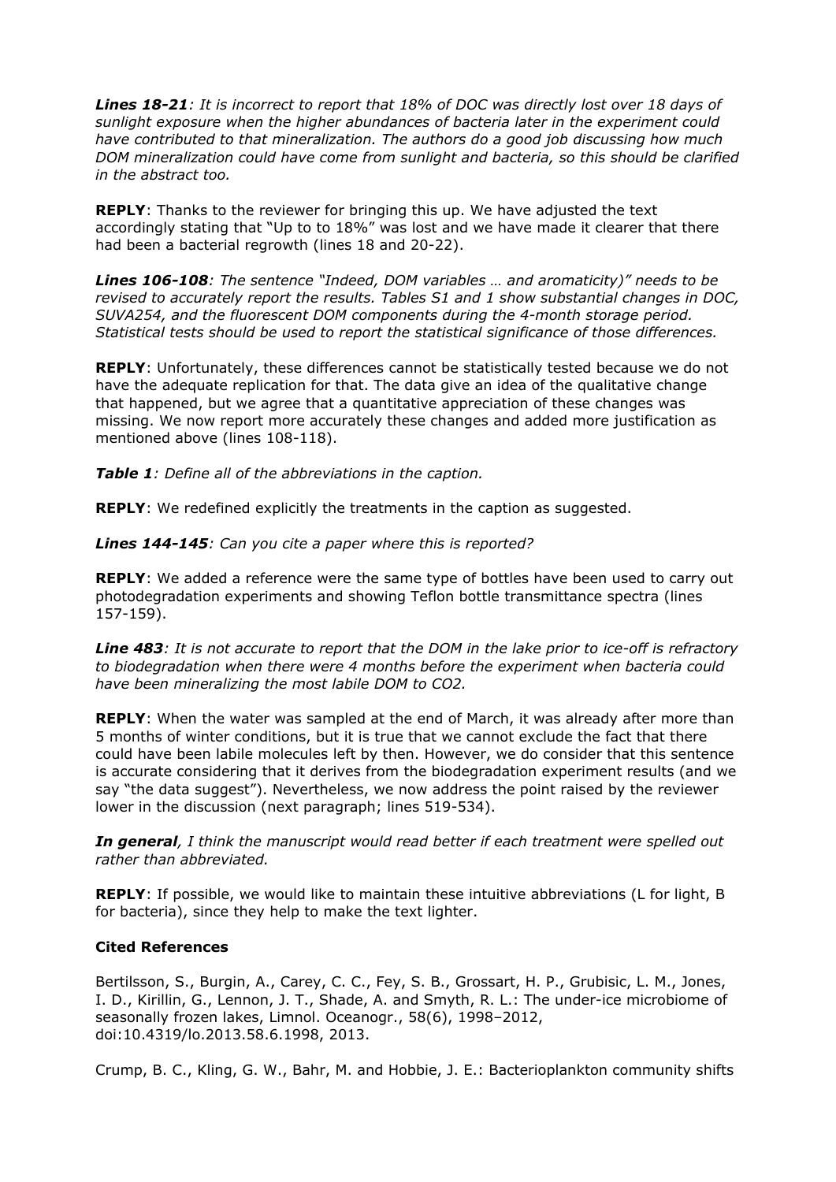***Lines 18-21**: It is incorrect to report that 18% of DOC was directly lost over 18 days of sunlight exposure when the higher abundances of bacteria later in the experiment could have contributed to that mineralization. The authors do a good job discussing how much DOM mineralization could have come from sunlight and bacteria, so this should be clarified in the abstract too.*

**REPLY**: Thanks to the reviewer for bringing this up. We have adjusted the text accordingly stating that "Up to to 18%" was lost and we have made it clearer that there had been a bacterial regrowth (lines 18 and 20-22).

***Lines 106-108**: The sentence "Indeed, DOM variables … and aromaticity)" needs to be revised to accurately report the results. Tables S1 and 1 show substantial changes in DOC, SUVA254, and the fluorescent DOM components during the 4-month storage period. Statistical tests should be used to report the statistical significance of those differences.*

**REPLY**: Unfortunately, these differences cannot be statistically tested because we do not have the adequate replication for that. The data give an idea of the qualitative change that happened, but we agree that a quantitative appreciation of these changes was missing. We now report more accurately these changes and added more justification as mentioned above (lines 108-118).

***Table 1**: Define all of the abbreviations in the caption.*

**REPLY**: We redefined explicitly the treatments in the caption as suggested.

***Lines 144-145**: Can you cite a paper where this is reported?*

**REPLY**: We added a reference were the same type of bottles have been used to carry out photodegradation experiments and showing Teflon bottle transmittance spectra (lines 157-159).

***Line 483**: It is not accurate to report that the DOM in the lake prior to ice-off is refractory to biodegradation when there were 4 months before the experiment when bacteria could have been mineralizing the most labile DOM to CO2.*

**REPLY**: When the water was sampled at the end of March, it was already after more than 5 months of winter conditions, but it is true that we cannot exclude the fact that there could have been labile molecules left by then. However, we do consider that this sentence is accurate considering that it derives from the biodegradation experiment results (and we say "the data suggest"). Nevertheless, we now address the point raised by the reviewer lower in the discussion (next paragraph; lines 519-534).

***In general**, I think the manuscript would read better if each treatment were spelled out rather than abbreviated.*

**REPLY**: If possible, we would like to maintain these intuitive abbreviations (L for light, B for bacteria), since they help to make the text lighter.

**Cited References**

Bertilsson, S., Burgin, A., Carey, C. C., Fey, S. B., Grossart, H. P., Grubisic, L. M., Jones, I. D., Kirillin, G., Lennon, J. T., Shade, A. and Smyth, R. L.: The under-ice microbiome of seasonally frozen lakes, Limnol. Oceanogr., 58(6), 1998–2012, doi:10.4319/lo.2013.58.6.1998, 2013.

Crump, B. C., Kling, G. W., Bahr, M. and Hobbie, J. E.: Bacterioplankton community shifts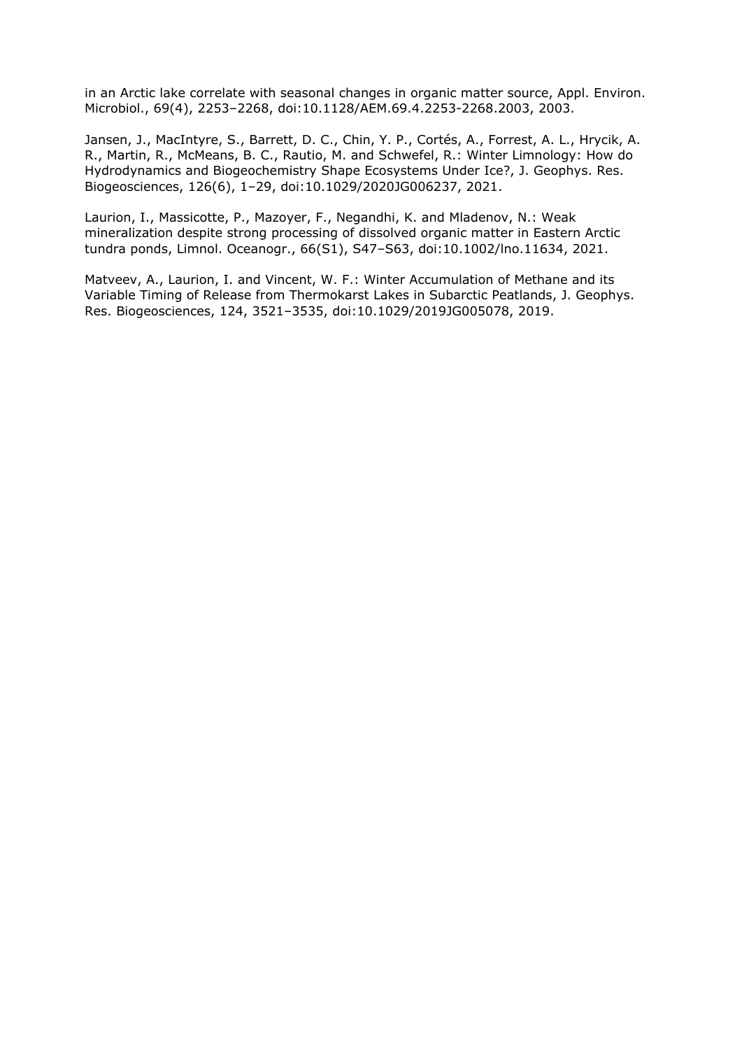in an Arctic lake correlate with seasonal changes in organic matter source, Appl. Environ. Microbiol., 69(4), 2253–2268, doi:10.1128/AEM.69.4.2253-2268.2003, 2003.

Jansen, J., MacIntyre, S., Barrett, D. C., Chin, Y. P., Cortés, A., Forrest, A. L., Hrycik, A. R., Martin, R., McMeans, B. C., Rautio, M. and Schwefel, R.: Winter Limnology: How do Hydrodynamics and Biogeochemistry Shape Ecosystems Under Ice?, J. Geophys. Res. Biogeosciences, 126(6), 1–29, doi:10.1029/2020JG006237, 2021.

Laurion, I., Massicotte, P., Mazoyer, F., Negandhi, K. and Mladenov, N.: Weak mineralization despite strong processing of dissolved organic matter in Eastern Arctic tundra ponds, Limnol. Oceanogr., 66(S1), S47–S63, doi:10.1002/lno.11634, 2021.

Matveev, A., Laurion, I. and Vincent, W. F.: Winter Accumulation of Methane and its Variable Timing of Release from Thermokarst Lakes in Subarctic Peatlands, J. Geophys. Res. Biogeosciences, 124, 3521–3535, doi:10.1029/2019JG005078, 2019.